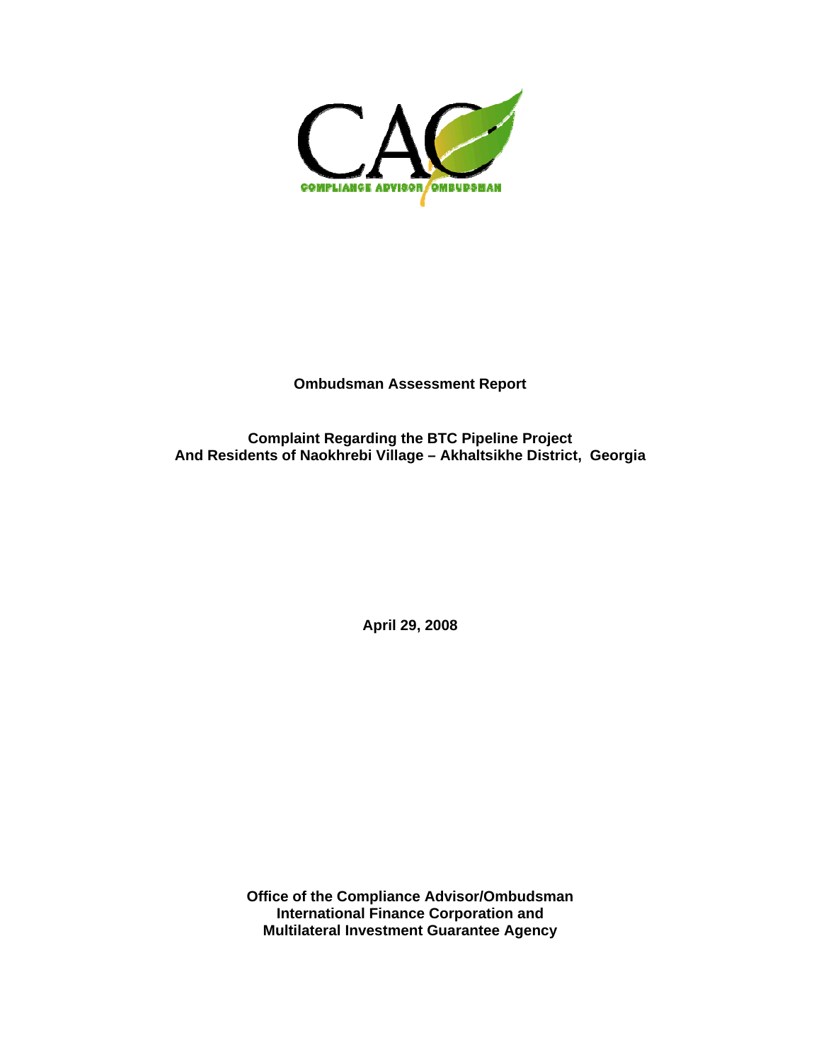CAO

COMPLIANCE ADVISOR OMBUDSMAN

# Ombudsman Assessment Report

## Complaint Regarding the BTC Pipeline Project
## And Residents of Naokhrebi Village – Akhaltsikhe District, Georgia

**April 29, 2008**

**Office of the Compliance Advisor/Ombudsman**
**International Finance Corporation and**
**Multilateral Investment Guarantee Agency**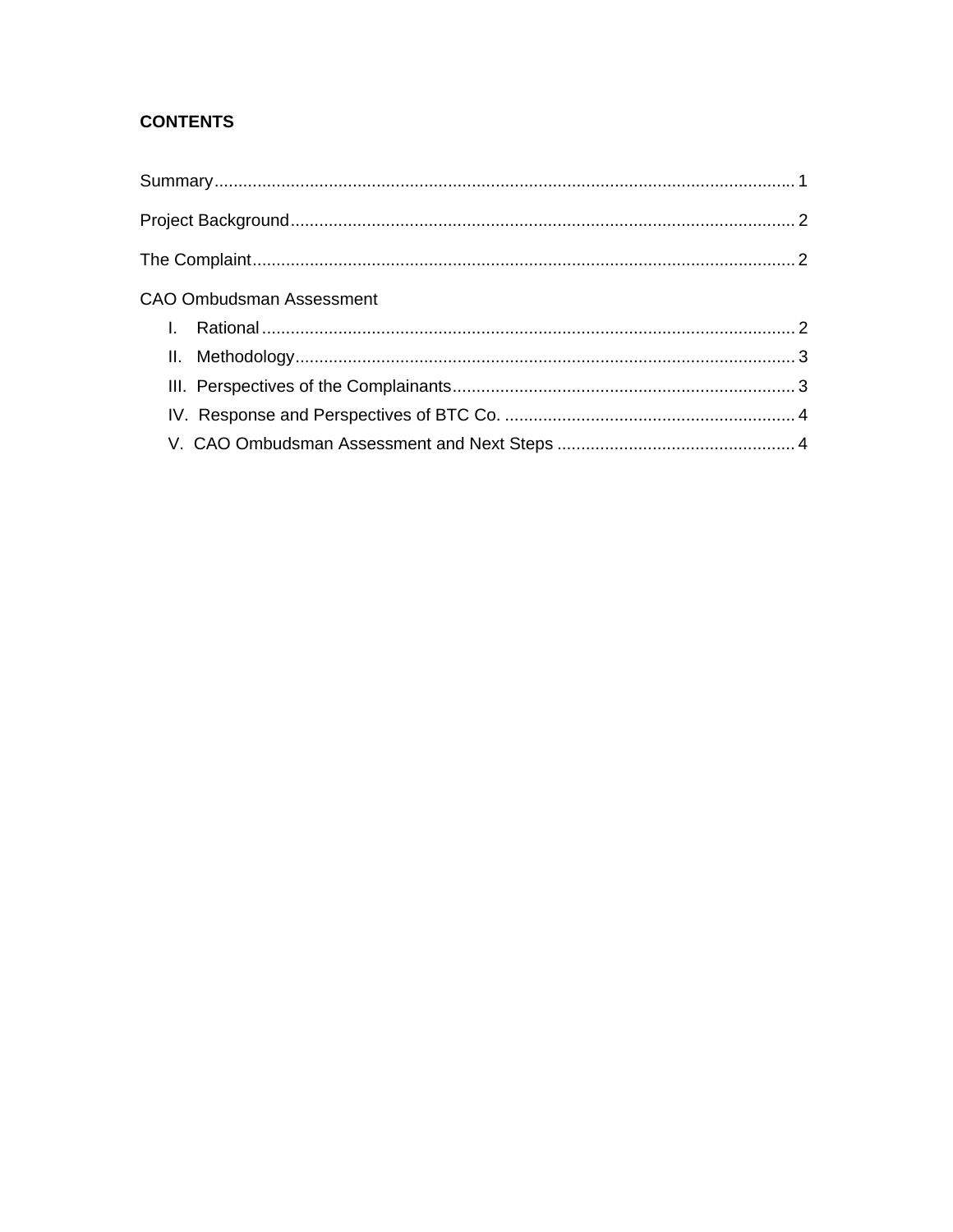**CONTENTS**

Summary ........................................................................................................................ 1

Project Background ........................................................................................................ 2

The Complaint ................................................................................................................ 2

CAO Ombudsman Assessment

- I. Rational ............................................................................................................... 2
- II. Methodology ........................................................................................................ 3
- III. Perspectives of the Complainants ........................................................................ 3
- IV. Response and Perspectives of BTC Co. ............................................................. 4
- V. CAO Ombudsman Assessment and Next Steps .................................................. 4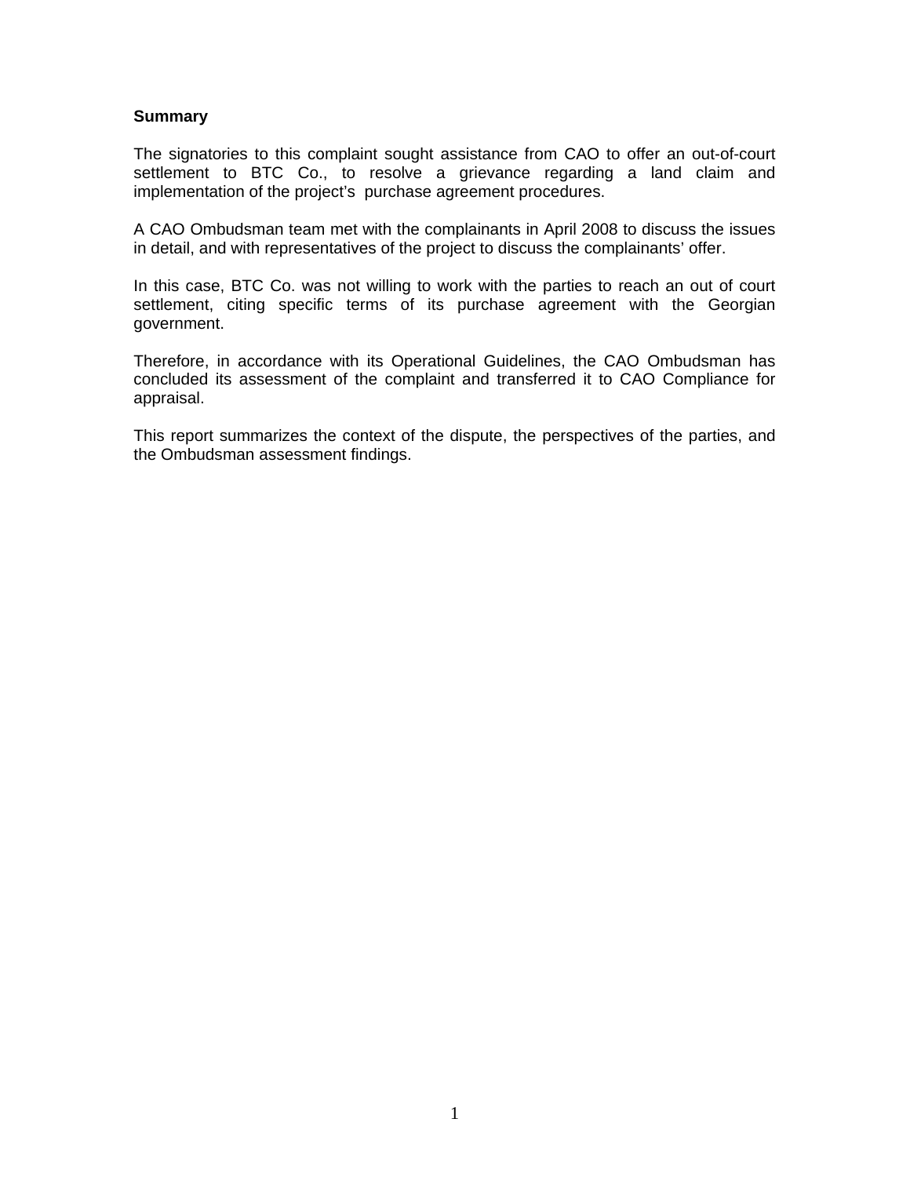**Summary**

The signatories to this complaint sought assistance from CAO to offer an out-of-court settlement to BTC Co., to resolve a grievance regarding a land claim and implementation of the project's purchase agreement procedures.

A CAO Ombudsman team met with the complainants in April 2008 to discuss the issues in detail, and with representatives of the project to discuss the complainants' offer.

In this case, BTC Co. was not willing to work with the parties to reach an out of court settlement, citing specific terms of its purchase agreement with the Georgian government.

Therefore, in accordance with its Operational Guidelines, the CAO Ombudsman has concluded its assessment of the complaint and transferred it to CAO Compliance for appraisal.

This report summarizes the context of the dispute, the perspectives of the parties, and the Ombudsman assessment findings.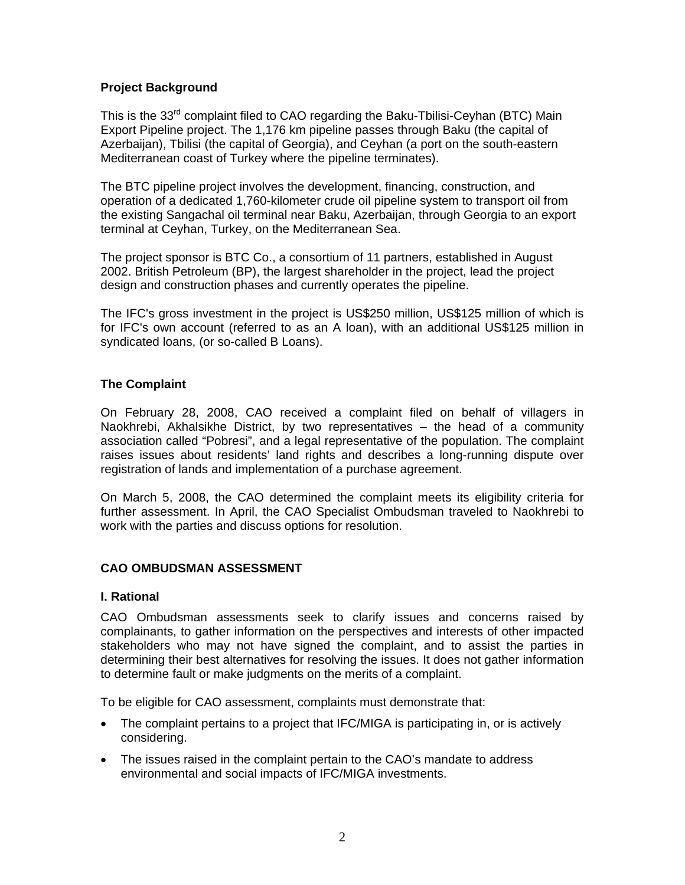## Project Background

This is the 33rd complaint filed to CAO regarding the Baku-Tbilisi-Ceyhan (BTC) Main Export Pipeline project. The 1,176 km pipeline passes through Baku (the capital of Azerbaijan), Tbilisi (the capital of Georgia), and Ceyhan (a port on the south-eastern Mediterranean coast of Turkey where the pipeline terminates).

The BTC pipeline project involves the development, financing, construction, and operation of a dedicated 1,760-kilometer crude oil pipeline system to transport oil from the existing Sangachal oil terminal near Baku, Azerbaijan, through Georgia to an export terminal at Ceyhan, Turkey, on the Mediterranean Sea.

The project sponsor is BTC Co., a consortium of 11 partners, established in August 2002. British Petroleum (BP), the largest shareholder in the project, lead the project design and construction phases and currently operates the pipeline.

The IFC's gross investment in the project is US$250 million, US$125 million of which is for IFC's own account (referred to as an A loan), with an additional US$125 million in syndicated loans, (or so-called B Loans).

## The Complaint

On February 28, 2008, CAO received a complaint filed on behalf of villagers in Naokhrebi, Akhalsikhe District, by two representatives – the head of a community association called "Pobresi", and a legal representative of the population. The complaint raises issues about residents' land rights and describes a long-running dispute over registration of lands and implementation of a purchase agreement.

On March 5, 2008, the CAO determined the complaint meets its eligibility criteria for further assessment. In April, the CAO Specialist Ombudsman traveled to Naokhrebi to work with the parties and discuss options for resolution.

## CAO OMBUDSMAN ASSESSMENT

### I. Rational

CAO Ombudsman assessments seek to clarify issues and concerns raised by complainants, to gather information on the perspectives and interests of other impacted stakeholders who may not have signed the complaint, and to assist the parties in determining their best alternatives for resolving the issues. It does not gather information to determine fault or make judgments on the merits of a complaint.

To be eligible for CAO assessment, complaints must demonstrate that:

- The complaint pertains to a project that IFC/MIGA is participating in, or is actively considering.
- The issues raised in the complaint pertain to the CAO's mandate to address environmental and social impacts of IFC/MIGA investments.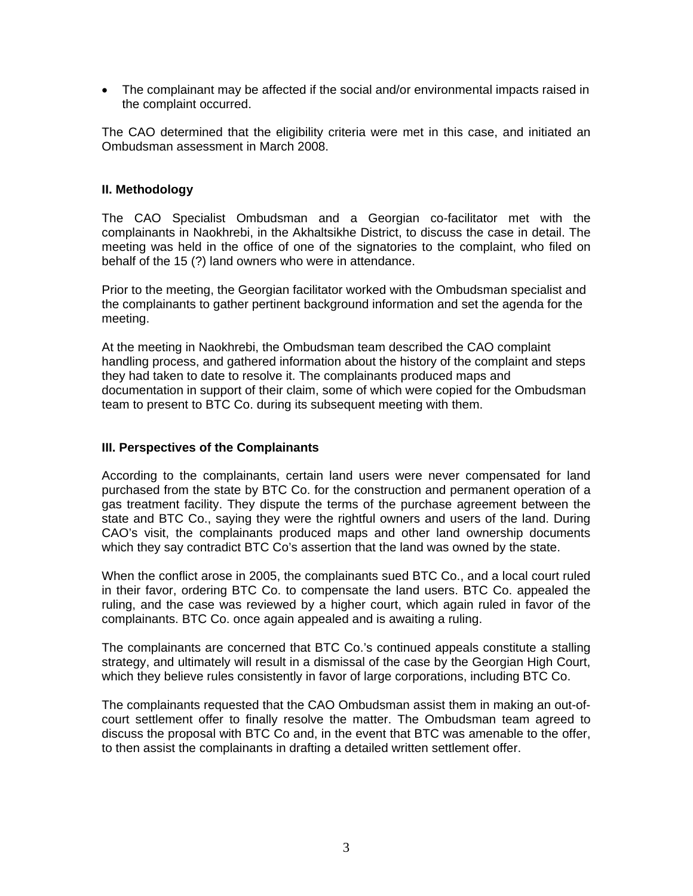- The complainant may be affected if the social and/or environmental impacts raised in the complaint occurred.

The CAO determined that the eligibility criteria were met in this case, and initiated an Ombudsman assessment in March 2008.

## II. Methodology

The CAO Specialist Ombudsman and a Georgian co-facilitator met with the complainants in Naokhrebi, in the Akhaltsikhe District, to discuss the case in detail. The meeting was held in the office of one of the signatories to the complaint, who filed on behalf of the 15 (?) land owners who were in attendance.

Prior to the meeting, the Georgian facilitator worked with the Ombudsman specialist and the complainants to gather pertinent background information and set the agenda for the meeting.

At the meeting in Naokhrebi, the Ombudsman team described the CAO complaint handling process, and gathered information about the history of the complaint and steps they had taken to date to resolve it. The complainants produced maps and documentation in support of their claim, some of which were copied for the Ombudsman team to present to BTC Co. during its subsequent meeting with them.

## III. Perspectives of the Complainants

According to the complainants, certain land users were never compensated for land purchased from the state by BTC Co. for the construction and permanent operation of a gas treatment facility. They dispute the terms of the purchase agreement between the state and BTC Co., saying they were the rightful owners and users of the land. During CAO's visit, the complainants produced maps and other land ownership documents which they say contradict BTC Co's assertion that the land was owned by the state.

When the conflict arose in 2005, the complainants sued BTC Co., and a local court ruled in their favor, ordering BTC Co. to compensate the land users. BTC Co. appealed the ruling, and the case was reviewed by a higher court, which again ruled in favor of the complainants. BTC Co. once again appealed and is awaiting a ruling.

The complainants are concerned that BTC Co.'s continued appeals constitute a stalling strategy, and ultimately will result in a dismissal of the case by the Georgian High Court, which they believe rules consistently in favor of large corporations, including BTC Co.

The complainants requested that the CAO Ombudsman assist them in making an out-of-court settlement offer to finally resolve the matter. The Ombudsman team agreed to discuss the proposal with BTC Co and, in the event that BTC was amenable to the offer, to then assist the complainants in drafting a detailed written settlement offer.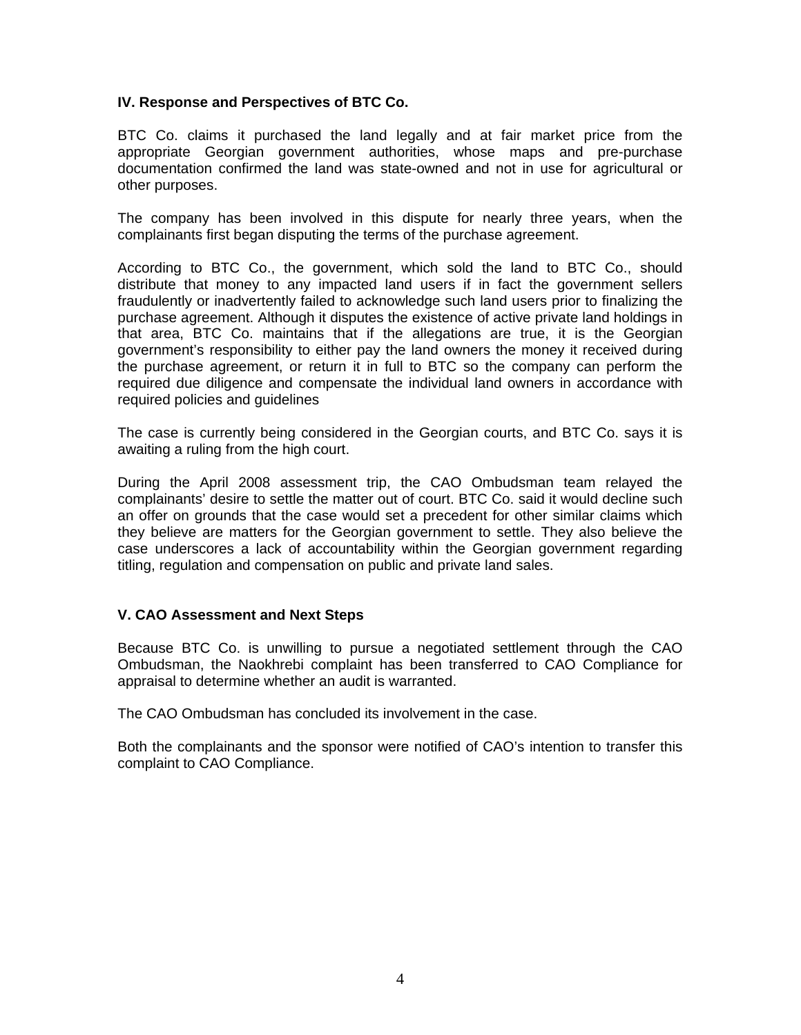### IV. Response and Perspectives of BTC Co.

BTC Co. claims it purchased the land legally and at fair market price from the appropriate Georgian government authorities, whose maps and pre-purchase documentation confirmed the land was state-owned and not in use for agricultural or other purposes.

The company has been involved in this dispute for nearly three years, when the complainants first began disputing the terms of the purchase agreement.

According to BTC Co., the government, which sold the land to BTC Co., should distribute that money to any impacted land users if in fact the government sellers fraudulently or inadvertently failed to acknowledge such land users prior to finalizing the purchase agreement. Although it disputes the existence of active private land holdings in that area, BTC Co. maintains that if the allegations are true, it is the Georgian government's responsibility to either pay the land owners the money it received during the purchase agreement, or return it in full to BTC so the company can perform the required due diligence and compensate the individual land owners in accordance with required policies and guidelines

The case is currently being considered in the Georgian courts, and BTC Co. says it is awaiting a ruling from the high court.

During the April 2008 assessment trip, the CAO Ombudsman team relayed the complainants' desire to settle the matter out of court. BTC Co. said it would decline such an offer on grounds that the case would set a precedent for other similar claims which they believe are matters for the Georgian government to settle. They also believe the case underscores a lack of accountability within the Georgian government regarding titling, regulation and compensation on public and private land sales.

### V. CAO Assessment and Next Steps

Because BTC Co. is unwilling to pursue a negotiated settlement through the CAO Ombudsman, the Naokhrebi complaint has been transferred to CAO Compliance for appraisal to determine whether an audit is warranted.

The CAO Ombudsman has concluded its involvement in the case.

Both the complainants and the sponsor were notified of CAO's intention to transfer this complaint to CAO Compliance.